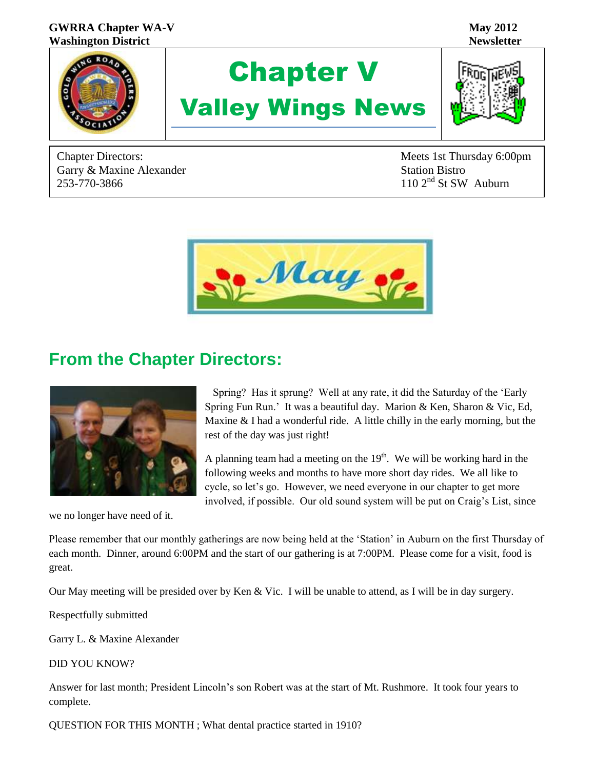**GWRRA Chapter WA-V**
**Washington District**

**May 2012**
**Newsletter**

# Chapter V
# Valley Wings News

Chapter Directors:
Garry & Maxine Alexander
253-770-3866

Meets 1st Thursday 6:00pm
Station Bistro
110 2nd St SW Auburn

## From the Chapter Directors:

Spring? Has it sprung? Well at any rate, it did the Saturday of the 'Early Spring Fun Run.' It was a beautiful day. Marion & Ken, Sharon & Vic, Ed, Maxine & I had a wonderful ride. A little chilly in the early morning, but the rest of the day was just right!

A planning team had a meeting on the 19th. We will be working hard in the following weeks and months to have more short day rides. We all like to cycle, so let's go. However, we need everyone in our chapter to get more involved, if possible. Our old sound system will be put on Craig's List, since we no longer have need of it.

Please remember that our monthly gatherings are now being held at the 'Station' in Auburn on the first Thursday of each month. Dinner, around 6:00PM and the start of our gathering is at 7:00PM. Please come for a visit, food is great.

Our May meeting will be presided over by Ken & Vic. I will be unable to attend, as I will be in day surgery.

Respectfully submitted

Garry L. & Maxine Alexander

DID YOU KNOW?

Answer for last month; President Lincoln's son Robert was at the start of Mt. Rushmore. It took four years to complete.

QUESTION FOR THIS MONTH ; What dental practice started in 1910?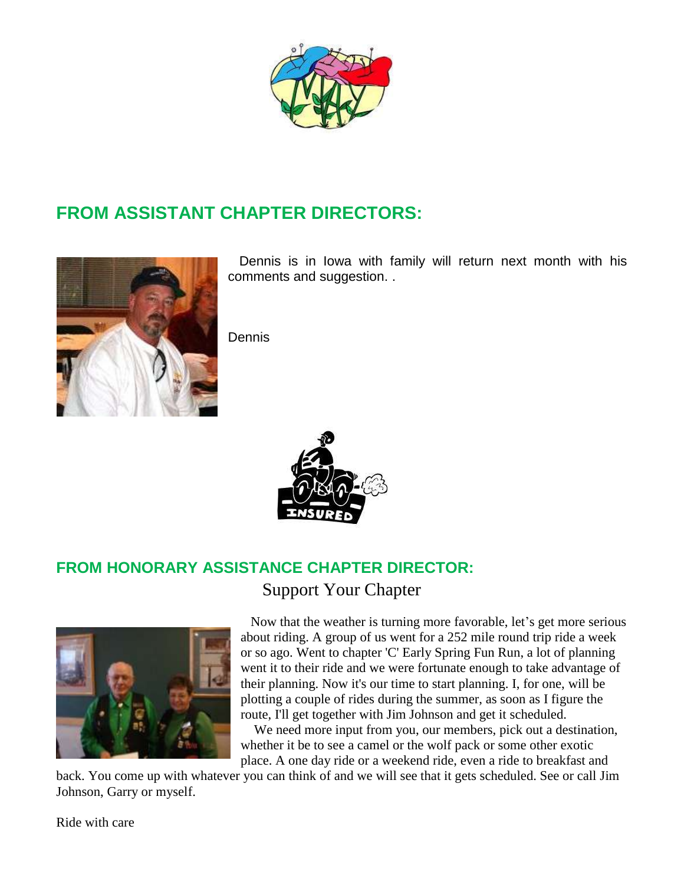## FROM ASSISTANT CHAPTER DIRECTORS:

Dennis is in Iowa with family will return next month with his comments and suggestion. .

Dennis

## FROM HONORARY ASSISTANCE CHAPTER DIRECTOR:

### Support Your Chapter

Now that the weather is turning more favorable, let's get more serious about riding. A group of us went for a 252 mile round trip ride a week or so ago. Went to chapter 'C' Early Spring Fun Run, a lot of planning went it to their ride and we were fortunate enough to take advantage of their planning. Now it's our time to start planning. I, for one, will be plotting a couple of rides during the summer, as soon as I figure the route, I'll get together with Jim Johnson and get it scheduled.

We need more input from you, our members, pick out a destination, whether it be to see a camel or the wolf pack or some other exotic place. A one day ride or a weekend ride, even a ride to breakfast and back. You come up with whatever you can think of and we will see that it gets scheduled. See or call Jim Johnson, Garry or myself.

Ride with care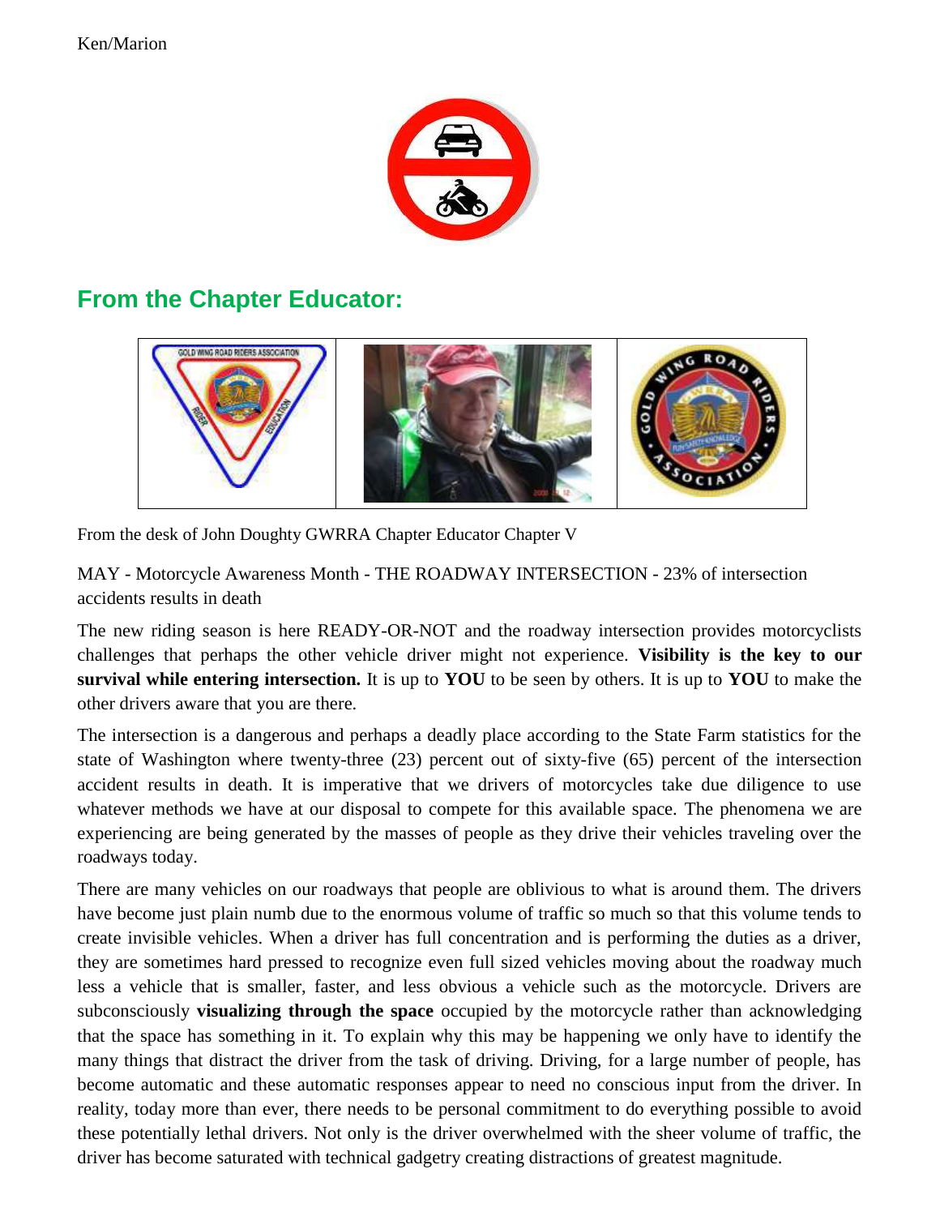Ken/Marion

## From the Chapter Educator:

From the desk of John Doughty GWRRA Chapter Educator Chapter V

MAY - Motorcycle Awareness Month - THE ROADWAY INTERSECTION - 23% of intersection accidents results in death

The new riding season is here READY-OR-NOT and the roadway intersection provides motorcyclists challenges that perhaps the other vehicle driver might not experience. **Visibility is the key to our survival while entering intersection.** It is up to **YOU** to be seen by others. It is up to **YOU** to make the other drivers aware that you are there.

The intersection is a dangerous and perhaps a deadly place according to the State Farm statistics for the state of Washington where twenty-three (23) percent out of sixty-five (65) percent of the intersection accident results in death. It is imperative that we drivers of motorcycles take due diligence to use whatever methods we have at our disposal to compete for this available space. The phenomena we are experiencing are being generated by the masses of people as they drive their vehicles traveling over the roadways today.

There are many vehicles on our roadways that people are oblivious to what is around them. The drivers have become just plain numb due to the enormous volume of traffic so much so that this volume tends to create invisible vehicles. When a driver has full concentration and is performing the duties as a driver, they are sometimes hard pressed to recognize even full sized vehicles moving about the roadway much less a vehicle that is smaller, faster, and less obvious a vehicle such as the motorcycle. Drivers are subconsciously **visualizing through the space** occupied by the motorcycle rather than acknowledging that the space has something in it. To explain why this may be happening we only have to identify the many things that distract the driver from the task of driving. Driving, for a large number of people, has become automatic and these automatic responses appear to need no conscious input from the driver. In reality, today more than ever, there needs to be personal commitment to do everything possible to avoid these potentially lethal drivers. Not only is the driver overwhelmed with the sheer volume of traffic, the driver has become saturated with technical gadgetry creating distractions of greatest magnitude.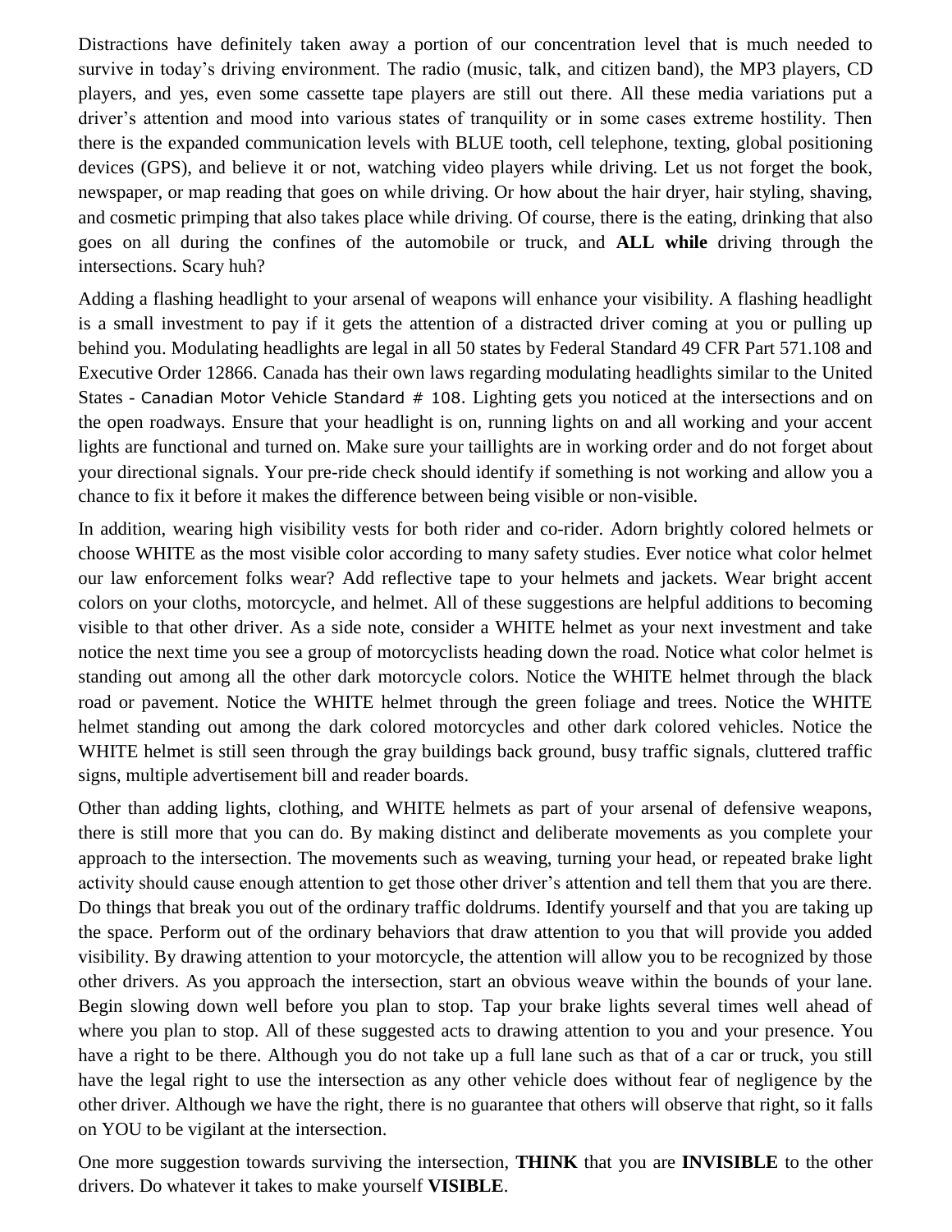Distractions have definitely taken away a portion of our concentration level that is much needed to survive in today's driving environment. The radio (music, talk, and citizen band), the MP3 players, CD players, and yes, even some cassette tape players are still out there. All these media variations put a driver's attention and mood into various states of tranquility or in some cases extreme hostility. Then there is the expanded communication levels with BLUE tooth, cell telephone, texting, global positioning devices (GPS), and believe it or not, watching video players while driving. Let us not forget the book, newspaper, or map reading that goes on while driving. Or how about the hair dryer, hair styling, shaving, and cosmetic primping that also takes place while driving. Of course, there is the eating, drinking that also goes on all during the confines of the automobile or truck, and **ALL while** driving through the intersections. Scary huh?

Adding a flashing headlight to your arsenal of weapons will enhance your visibility. A flashing headlight is a small investment to pay if it gets the attention of a distracted driver coming at you or pulling up behind you. Modulating headlights are legal in all 50 states by Federal Standard 49 CFR Part 571.108 and Executive Order 12866. Canada has their own laws regarding modulating headlights similar to the United States - Canadian Motor Vehicle Standard # 108. Lighting gets you noticed at the intersections and on the open roadways. Ensure that your headlight is on, running lights on and all working and your accent lights are functional and turned on. Make sure your taillights are in working order and do not forget about your directional signals. Your pre-ride check should identify if something is not working and allow you a chance to fix it before it makes the difference between being visible or non-visible.

In addition, wearing high visibility vests for both rider and co-rider. Adorn brightly colored helmets or choose WHITE as the most visible color according to many safety studies. Ever notice what color helmet our law enforcement folks wear? Add reflective tape to your helmets and jackets. Wear bright accent colors on your cloths, motorcycle, and helmet. All of these suggestions are helpful additions to becoming visible to that other driver. As a side note, consider a WHITE helmet as your next investment and take notice the next time you see a group of motorcyclists heading down the road. Notice what color helmet is standing out among all the other dark motorcycle colors. Notice the WHITE helmet through the black road or pavement. Notice the WHITE helmet through the green foliage and trees. Notice the WHITE helmet standing out among the dark colored motorcycles and other dark colored vehicles. Notice the WHITE helmet is still seen through the gray buildings back ground, busy traffic signals, cluttered traffic signs, multiple advertisement bill and reader boards.

Other than adding lights, clothing, and WHITE helmets as part of your arsenal of defensive weapons, there is still more that you can do. By making distinct and deliberate movements as you complete your approach to the intersection. The movements such as weaving, turning your head, or repeated brake light activity should cause enough attention to get those other driver's attention and tell them that you are there. Do things that break you out of the ordinary traffic doldrums. Identify yourself and that you are taking up the space. Perform out of the ordinary behaviors that draw attention to you that will provide you added visibility. By drawing attention to your motorcycle, the attention will allow you to be recognized by those other drivers. As you approach the intersection, start an obvious weave within the bounds of your lane. Begin slowing down well before you plan to stop. Tap your brake lights several times well ahead of where you plan to stop. All of these suggested acts to drawing attention to you and your presence. You have a right to be there. Although you do not take up a full lane such as that of a car or truck, you still have the legal right to use the intersection as any other vehicle does without fear of negligence by the other driver. Although we have the right, there is no guarantee that others will observe that right, so it falls on YOU to be vigilant at the intersection.

One more suggestion towards surviving the intersection, **THINK** that you are **INVISIBLE** to the other drivers. Do whatever it takes to make yourself **VISIBLE**.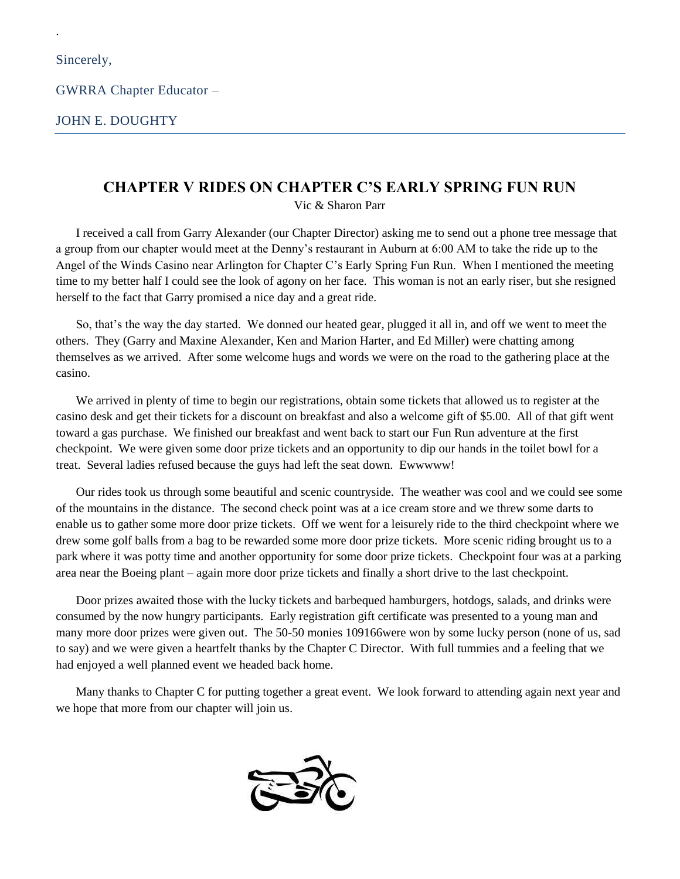.

Sincerely,

GWRRA Chapter Educator –

JOHN E. DOUGHTY

---

## CHAPTER V RIDES ON CHAPTER C'S EARLY SPRING FUN RUN

Vic & Sharon Parr

I received a call from Garry Alexander (our Chapter Director) asking me to send out a phone tree message that a group from our chapter would meet at the Denny's restaurant in Auburn at 6:00 AM to take the ride up to the Angel of the Winds Casino near Arlington for Chapter C's Early Spring Fun Run. When I mentioned the meeting time to my better half I could see the look of agony on her face. This woman is not an early riser, but she resigned herself to the fact that Garry promised a nice day and a great ride.

So, that's the way the day started. We donned our heated gear, plugged it all in, and off we went to meet the others. They (Garry and Maxine Alexander, Ken and Marion Harter, and Ed Miller) were chatting among themselves as we arrived. After some welcome hugs and words we were on the road to the gathering place at the casino.

We arrived in plenty of time to begin our registrations, obtain some tickets that allowed us to register at the casino desk and get their tickets for a discount on breakfast and also a welcome gift of $5.00. All of that gift went toward a gas purchase. We finished our breakfast and went back to start our Fun Run adventure at the first checkpoint. We were given some door prize tickets and an opportunity to dip our hands in the toilet bowl for a treat. Several ladies refused because the guys had left the seat down. Ewwwww!

Our rides took us through some beautiful and scenic countryside. The weather was cool and we could see some of the mountains in the distance. The second check point was at a ice cream store and we threw some darts to enable us to gather some more door prize tickets. Off we went for a leisurely ride to the third checkpoint where we drew some golf balls from a bag to be rewarded some more door prize tickets. More scenic riding brought us to a park where it was potty time and another opportunity for some door prize tickets. Checkpoint four was at a parking area near the Boeing plant – again more door prize tickets and finally a short drive to the last checkpoint.

Door prizes awaited those with the lucky tickets and barbequed hamburgers, hotdogs, salads, and drinks were consumed by the now hungry participants. Early registration gift certificate was presented to a young man and many more door prizes were given out. The 50-50 monies 109166were won by some lucky person (none of us, sad to say) and we were given a heartfelt thanks by the Chapter C Director. With full tummies and a feeling that we had enjoyed a well planned event we headed back home.

Many thanks to Chapter C for putting together a great event. We look forward to attending again next year and we hope that more from our chapter will join us.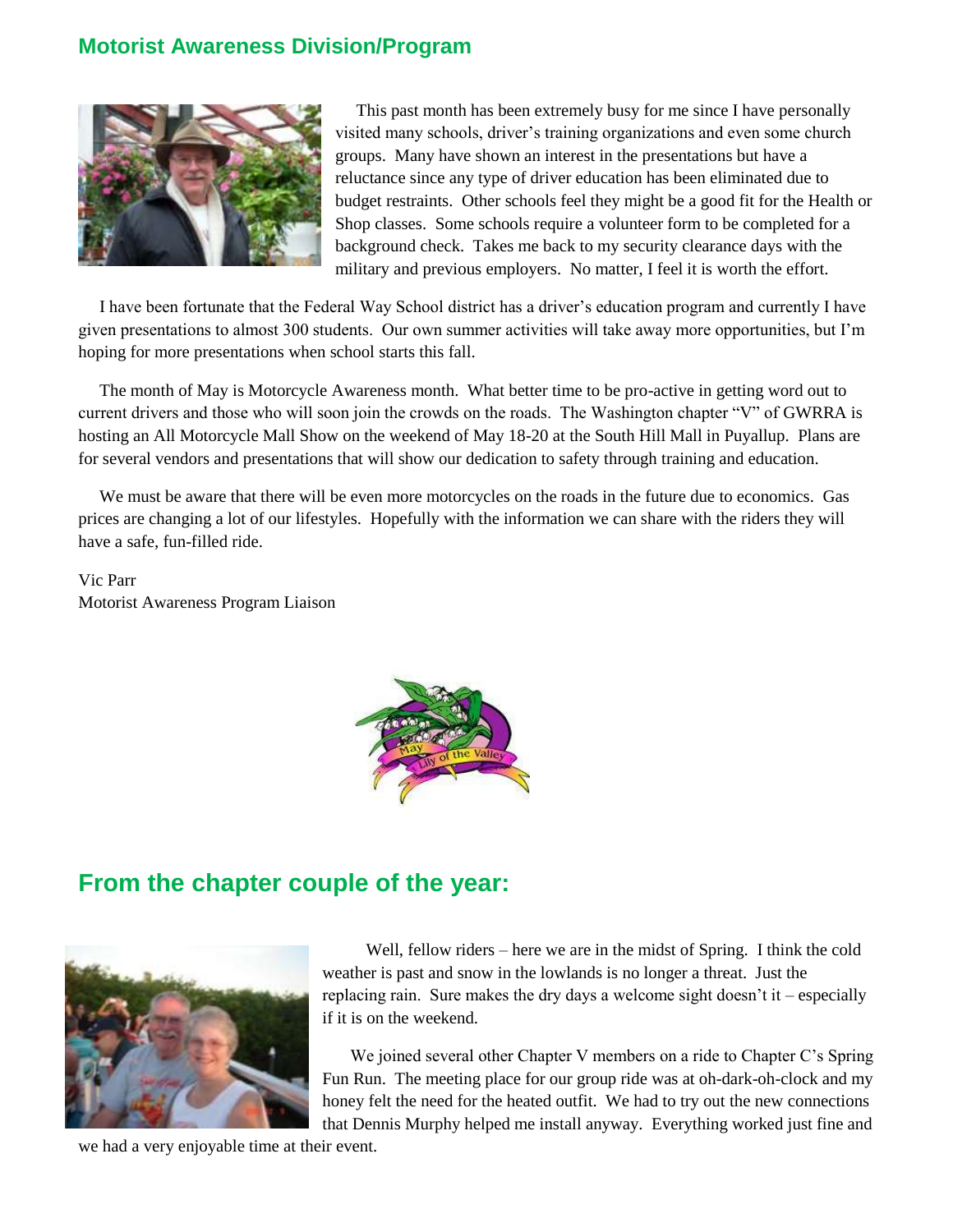## Motorist Awareness Division/Program

This past month has been extremely busy for me since I have personally visited many schools, driver's training organizations and even some church groups. Many have shown an interest in the presentations but have a reluctance since any type of driver education has been eliminated due to budget restraints. Other schools feel they might be a good fit for the Health or Shop classes. Some schools require a volunteer form to be completed for a background check. Takes me back to my security clearance days with the military and previous employers. No matter, I feel it is worth the effort.

I have been fortunate that the Federal Way School district has a driver's education program and currently I have given presentations to almost 300 students. Our own summer activities will take away more opportunities, but I'm hoping for more presentations when school starts this fall.

The month of May is Motorcycle Awareness month. What better time to be pro-active in getting word out to current drivers and those who will soon join the crowds on the roads. The Washington chapter "V" of GWRRA is hosting an All Motorcycle Mall Show on the weekend of May 18-20 at the South Hill Mall in Puyallup. Plans are for several vendors and presentations that will show our dedication to safety through training and education.

We must be aware that there will be even more motorcycles on the roads in the future due to economics. Gas prices are changing a lot of our lifestyles. Hopefully with the information we can share with the riders they will have a safe, fun-filled ride.

Vic Parr
Motorist Awareness Program Liaison

## From the chapter couple of the year:

Well, fellow riders – here we are in the midst of Spring. I think the cold weather is past and snow in the lowlands is no longer a threat. Just the replacing rain. Sure makes the dry days a welcome sight doesn't it – especially if it is on the weekend.

We joined several other Chapter V members on a ride to Chapter C's Spring Fun Run. The meeting place for our group ride was at oh-dark-oh-clock and my honey felt the need for the heated outfit. We had to try out the new connections that Dennis Murphy helped me install anyway. Everything worked just fine and we had a very enjoyable time at their event.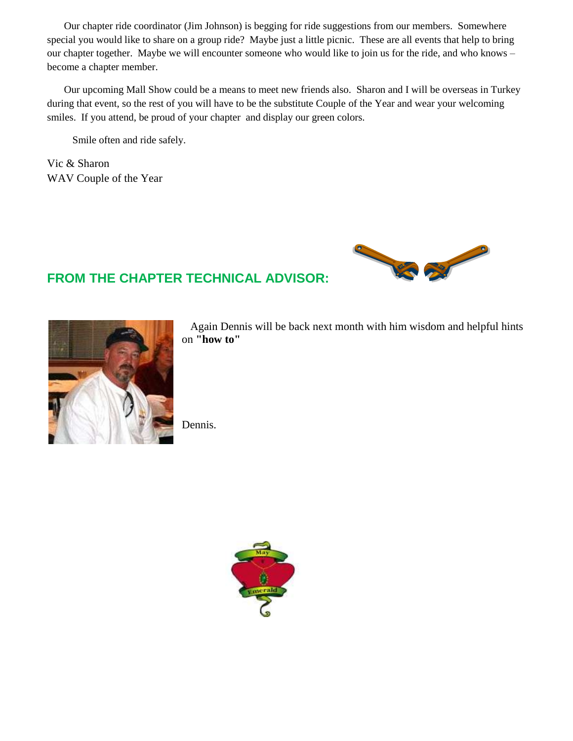Our chapter ride coordinator (Jim Johnson) is begging for ride suggestions from our members. Somewhere special you would like to share on a group ride? Maybe just a little picnic. These are all events that help to bring our chapter together. Maybe we will encounter someone who would like to join us for the ride, and who knows – become a chapter member.

Our upcoming Mall Show could be a means to meet new friends also. Sharon and I will be overseas in Turkey during that event, so the rest of you will have to be the substitute Couple of the Year and wear your welcoming smiles. If you attend, be proud of your chapter and display our green colors.

Smile often and ride safely.

Vic & Sharon
WAV Couple of the Year

## FROM THE CHAPTER TECHNICAL ADVISOR:

Again Dennis will be back next month with him wisdom and helpful hints on **"how to"**

Dennis.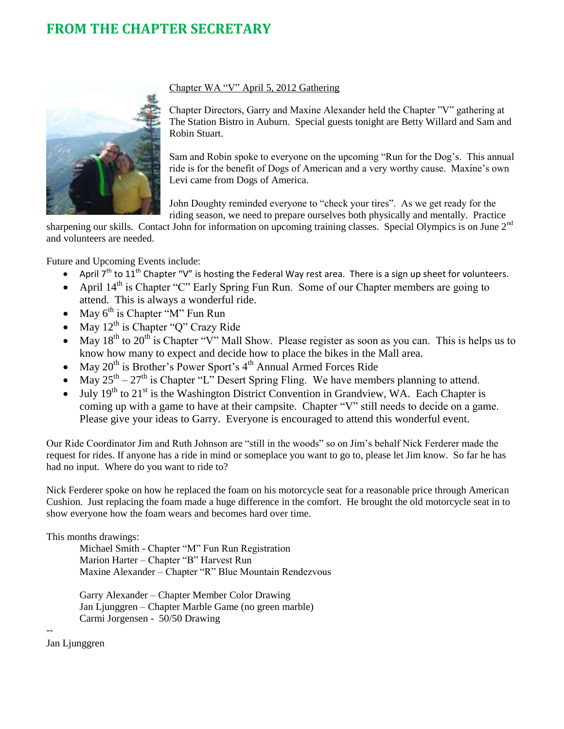# FROM THE CHAPTER SECRETARY

Chapter WA "V" April 5, 2012 Gathering

Chapter Directors, Garry and Maxine Alexander held the Chapter "V" gathering at The Station Bistro in Auburn. Special guests tonight are Betty Willard and Sam and Robin Stuart.

Sam and Robin spoke to everyone on the upcoming "Run for the Dog's. This annual ride is for the benefit of Dogs of American and a very worthy cause. Maxine's own Levi came from Dogs of America.

John Doughty reminded everyone to "check your tires". As we get ready for the riding season, we need to prepare ourselves both physically and mentally. Practice sharpening our skills. Contact John for information on upcoming training classes. Special Olympics is on June 2nd and volunteers are needed.

Future and Upcoming Events include:

- April 7th to 11th Chapter "V" is hosting the Federal Way rest area. There is a sign up sheet for volunteers.
- April 14th is Chapter "C" Early Spring Fun Run. Some of our Chapter members are going to attend. This is always a wonderful ride.
- May 6th is Chapter "M" Fun Run
- May 12th is Chapter "Q" Crazy Ride
- May 18th to 20th is Chapter "V" Mall Show. Please register as soon as you can. This is helps us to know how many to expect and decide how to place the bikes in the Mall area.
- May 20th is Brother's Power Sport's 4th Annual Armed Forces Ride
- May 25th – 27th is Chapter "L" Desert Spring Fling. We have members planning to attend.
- July 19th to 21st is the Washington District Convention in Grandview, WA. Each Chapter is coming up with a game to have at their campsite. Chapter "V" still needs to decide on a game. Please give your ideas to Garry. Everyone is encouraged to attend this wonderful event.

Our Ride Coordinator Jim and Ruth Johnson are "still in the woods" so on Jim's behalf Nick Ferderer made the request for rides. If anyone has a ride in mind or someplace you want to go to, please let Jim know. So far he has had no input. Where do you want to ride to?

Nick Ferderer spoke on how he replaced the foam on his motorcycle seat for a reasonable price through American Cushion. Just replacing the foam made a huge difference in the comfort. He brought the old motorcycle seat in to show everyone how the foam wears and becomes hard over time.

This months drawings:

Michael Smith - Chapter "M" Fun Run Registration
Marion Harter – Chapter "B" Harvest Run
Maxine Alexander – Chapter "R" Blue Mountain Rendezvous

Garry Alexander – Chapter Member Color Drawing
Jan Ljunggren – Chapter Marble Game (no green marble)
Carmi Jorgensen - 50/50 Drawing

--
Jan Ljunggren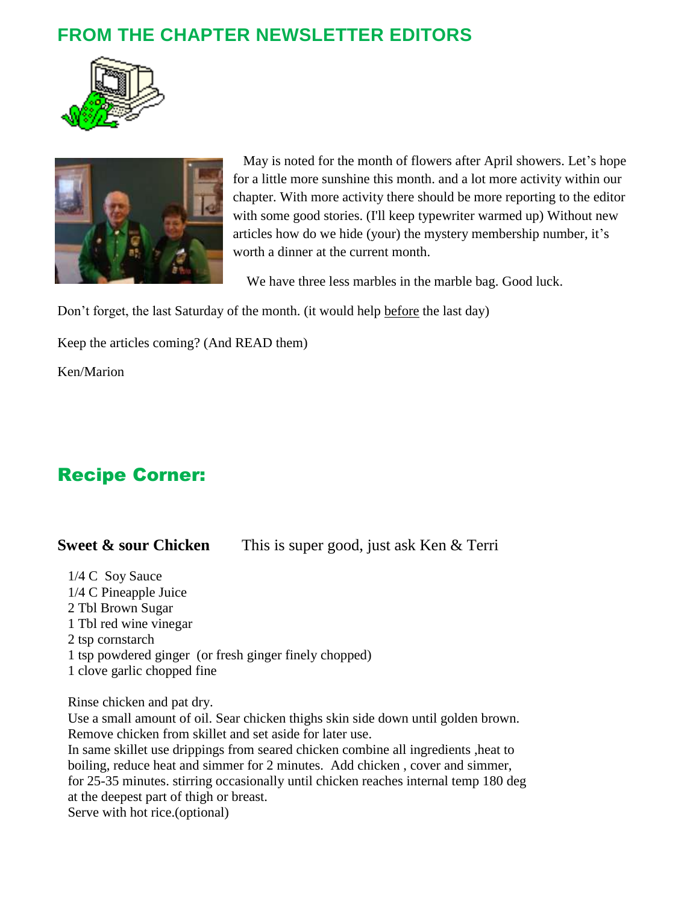## FROM THE CHAPTER NEWSLETTER EDITORS

May is noted for the month of flowers after April showers. Let's hope for a little more sunshine this month. and a lot more activity within our chapter. With more activity there should be more reporting to the editor with some good stories. (I'll keep typewriter warmed up) Without new articles how do we hide (your) the mystery membership number, it's worth a dinner at the current month.

We have three less marbles in the marble bag. Good luck.

Don't forget, the last Saturday of the month. (it would help before the last day)

Keep the articles coming? (And READ them)

Ken/Marion

## Recipe Corner:

**Sweet & sour Chicken** This is super good, just ask Ken & Terri

1/4 C Soy Sauce
1/4 C Pineapple Juice
2 Tbl Brown Sugar
1 Tbl red wine vinegar
2 tsp cornstarch
1 tsp powdered ginger (or fresh ginger finely chopped)
1 clove garlic chopped fine

Rinse chicken and pat dry.
Use a small amount of oil. Sear chicken thighs skin side down until golden brown.
Remove chicken from skillet and set aside for later use.
In same skillet use drippings from seared chicken combine all ingredients ,heat to boiling, reduce heat and simmer for 2 minutes. Add chicken , cover and simmer, for 25-35 minutes. stirring occasionally until chicken reaches internal temp 180 deg at the deepest part of thigh or breast.
Serve with hot rice.(optional)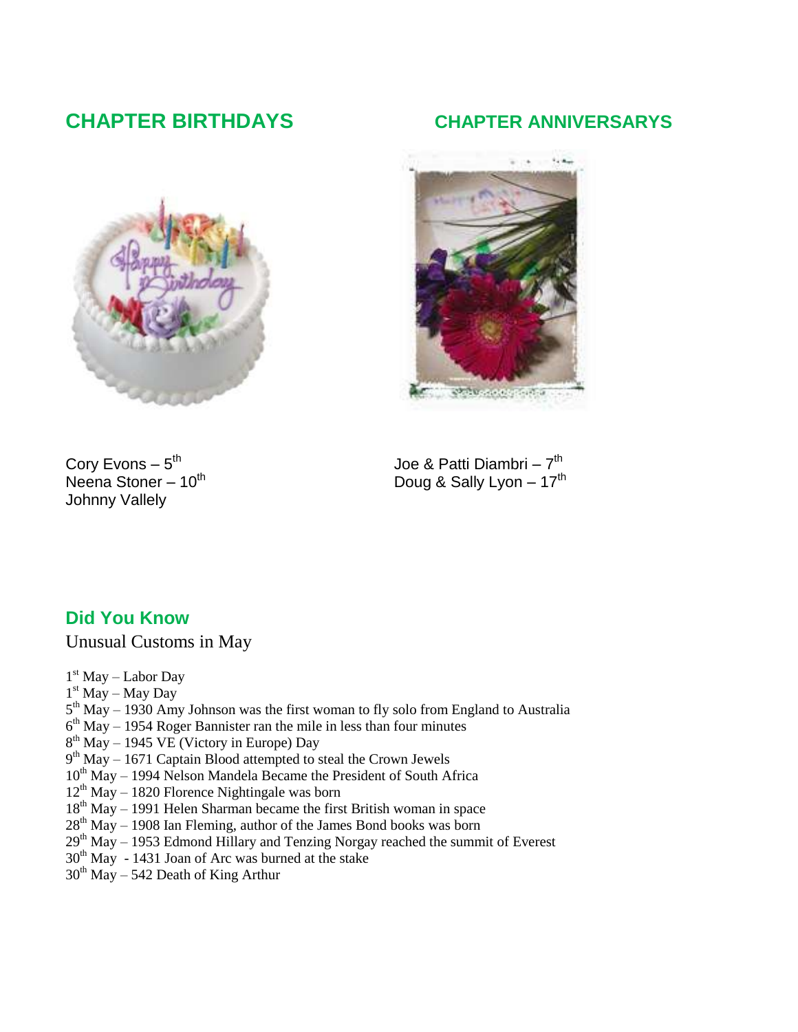## CHAPTER BIRTHDAYS

Cory Evons – 5th
Neena Stoner – 10th
Johnny Vallely

## CHAPTER ANNIVERSARYS

Joe & Patti Diambri – 7th
Doug & Sally Lyon – 17th

## Did You Know

Unusual Customs in May

1st May – Labor Day
1st May – May Day
5th May – 1930 Amy Johnson was the first woman to fly solo from England to Australia
6th May – 1954 Roger Bannister ran the mile in less than four minutes
8th May – 1945 VE (Victory in Europe) Day
9th May – 1671 Captain Blood attempted to steal the Crown Jewels
10th May – 1994 Nelson Mandela Became the President of South Africa
12th May – 1820 Florence Nightingale was born
18th May – 1991 Helen Sharman became the first British woman in space
28th May – 1908 Ian Fleming, author of the James Bond books was born
29th May – 1953 Edmond Hillary and Tenzing Norgay reached the summit of Everest
30th May - 1431 Joan of Arc was burned at the stake
30th May – 542 Death of King Arthur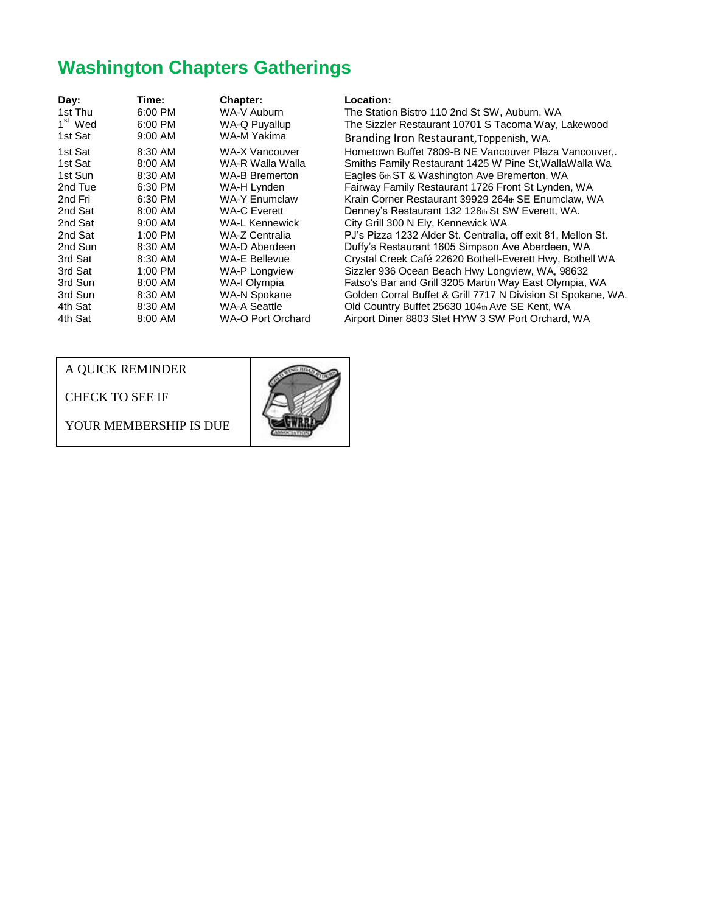# Washington Chapters Gatherings

| Day: | Time: | Chapter: | Location: |
|---|---|---|---|
| 1st Thu | 6:00 PM | WA-V Auburn | The Station Bistro 110 2nd St SW, Auburn, WA |
| 1st Wed | 6:00 PM | WA-Q Puyallup | The Sizzler Restaurant 10701 S Tacoma Way, Lakewood |
| 1st Sat | 9:00 AM | WA-M Yakima | Branding Iron Restaurant,Toppenish, WA. |
| 1st Sat | 8:30 AM | WA-X Vancouver | Hometown Buffet 7809-B NE Vancouver Plaza Vancouver,. |
| 1st Sat | 8:00 AM | WA-R Walla Walla | Smiths Family Restaurant 1425 W Pine St,WallaWalla Wa |
| 1st Sun | 8:30 AM | WA-B Bremerton | Eagles 6th ST & Washington Ave Bremerton, WA |
| 2nd Tue | 6:30 PM | WA-H Lynden | Fairway Family Restaurant 1726 Front St Lynden, WA |
| 2nd Fri | 6:30 PM | WA-Y Enumclaw | Krain Corner Restaurant 39929 264th SE Enumclaw, WA |
| 2nd Sat | 8:00 AM | WA-C Everett | Denney's Restaurant 132 128th St SW Everett, WA. |
| 2nd Sat | 9:00 AM | WA-L Kennewick | City Grill 300 N Ely, Kennewick WA |
| 2nd Sat | 1:00 PM | WA-Z Centralia | PJ's Pizza 1232 Alder St. Centralia, off exit 81, Mellon St. |
| 2nd Sun | 8:30 AM | WA-D Aberdeen | Duffy's Restaurant 1605 Simpson Ave Aberdeen, WA |
| 3rd Sat | 8:30 AM | WA-E Bellevue | Crystal Creek Café 22620 Bothell-Everett Hwy, Bothell WA |
| 3rd Sat | 1:00 PM | WA-P Longview | Sizzler 936 Ocean Beach Hwy Longview, WA, 98632 |
| 3rd Sun | 8:00 AM | WA-I Olympia | Fatso's Bar and Grill 3205 Martin Way East Olympia, WA |
| 3rd Sun | 8:30 AM | WA-N Spokane | Golden Corral Buffet & Grill 7717 N Division St Spokane, WA. |
| 4th Sat | 8:30 AM | WA-A Seattle | Old Country Buffet 25630 104th Ave SE Kent, WA |
| 4th Sat | 8:00 AM | WA-O Port Orchard | Airport Diner 8803 Stet HYW 3 SW Port Orchard, WA |

A QUICK REMINDER

CHECK TO SEE IF

YOUR MEMBERSHIP IS DUE